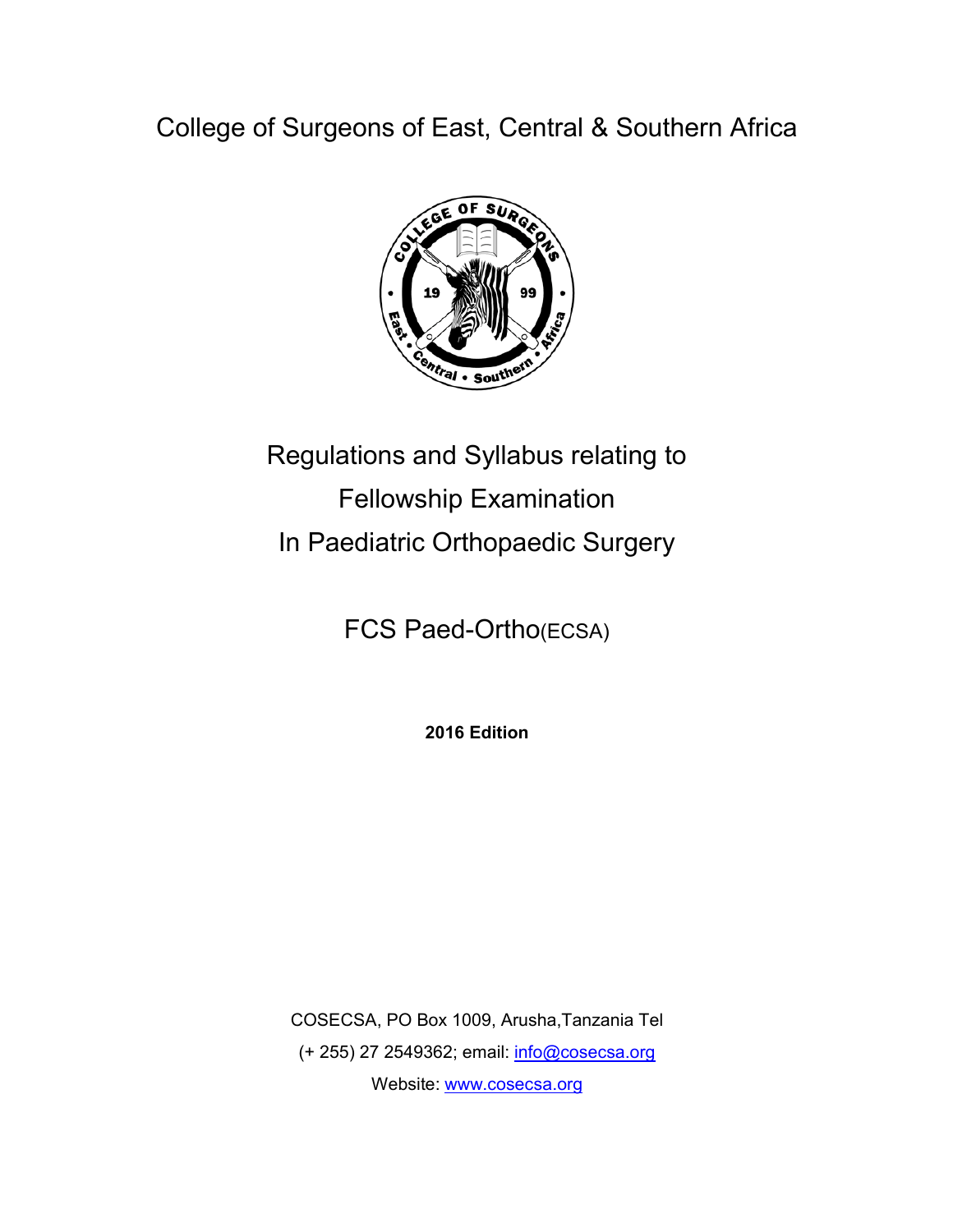College of Surgeons of East, Central & Southern Africa

# Regulations and Syllabus relating to Fellowship Examination In Paediatric Orthopaedic Surgery

## FCS Paed-Ortho(ECSA)

**2016 Edition**

COSECSA, PO Box 1009, Arusha,Tanzania Tel (+ 255) 27 2549362; email: info@cosecsa.org

Website: www.cosecsa.org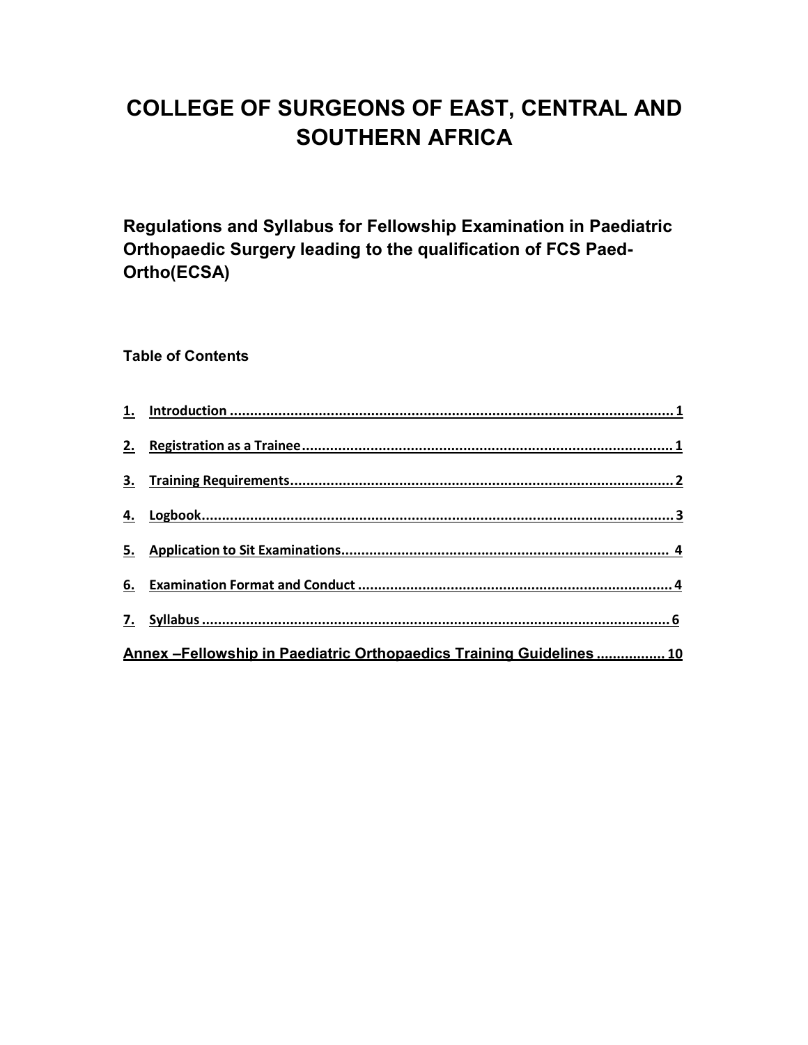# COLLEGE OF SURGEONS OF EAST, CENTRAL AND SOUTHERN AFRICA

## Regulations and Syllabus for Fellowship Examination in Paediatric Orthopaedic Surgery leading to the qualification of FCS Paed-Ortho(ECSA)

### Table of Contents

1. Introduction ........................................................................................................ 1
2. Registration as a Trainee ...................................................................................... 1
3. Training Requirements ......................................................................................... 2
4. Logbook ............................................................................................................... 3
5. Application to Sit Examinations ........................................................................... 4
6. Examination Format and Conduct ........................................................................ 4
7. Syllabus ................................................................................................................ 6

Annex –Fellowship in Paediatric Orthopaedics Training Guidelines ................ 10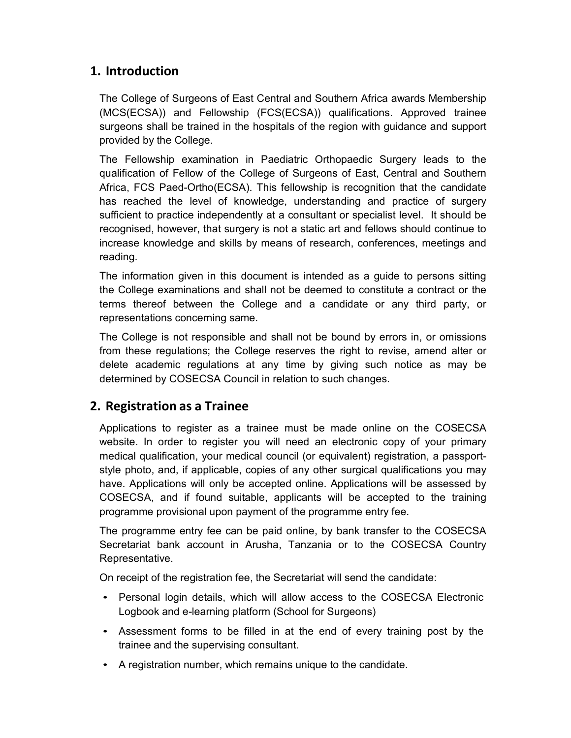## 1. Introduction

The College of Surgeons of East Central and Southern Africa awards Membership (MCS(ECSA)) and Fellowship (FCS(ECSA)) qualifications. Approved trainee surgeons shall be trained in the hospitals of the region with guidance and support provided by the College.

The Fellowship examination in Paediatric Orthopaedic Surgery leads to the qualification of Fellow of the College of Surgeons of East, Central and Southern Africa, FCS Paed-Ortho(ECSA). This fellowship is recognition that the candidate has reached the level of knowledge, understanding and practice of surgery sufficient to practice independently at a consultant or specialist level. It should be recognised, however, that surgery is not a static art and fellows should continue to increase knowledge and skills by means of research, conferences, meetings and reading.

The information given in this document is intended as a guide to persons sitting the College examinations and shall not be deemed to constitute a contract or the terms thereof between the College and a candidate or any third party, or representations concerning same.

The College is not responsible and shall not be bound by errors in, or omissions from these regulations; the College reserves the right to revise, amend alter or delete academic regulations at any time by giving such notice as may be determined by COSECSA Council in relation to such changes.

## 2. Registration as a Trainee

Applications to register as a trainee must be made online on the COSECSA website. In order to register you will need an electronic copy of your primary medical qualification, your medical council (or equivalent) registration, a passport-style photo, and, if applicable, copies of any other surgical qualifications you may have. Applications will only be accepted online. Applications will be assessed by COSECSA, and if found suitable, applicants will be accepted to the training programme provisional upon payment of the programme entry fee.

The programme entry fee can be paid online, by bank transfer to the COSECSA Secretariat bank account in Arusha, Tanzania or to the COSECSA Country Representative.

On receipt of the registration fee, the Secretariat will send the candidate:

- Personal login details, which will allow access to the COSECSA Electronic Logbook and e-learning platform (School for Surgeons)
- Assessment forms to be filled in at the end of every training post by the trainee and the supervising consultant.
- A registration number, which remains unique to the candidate.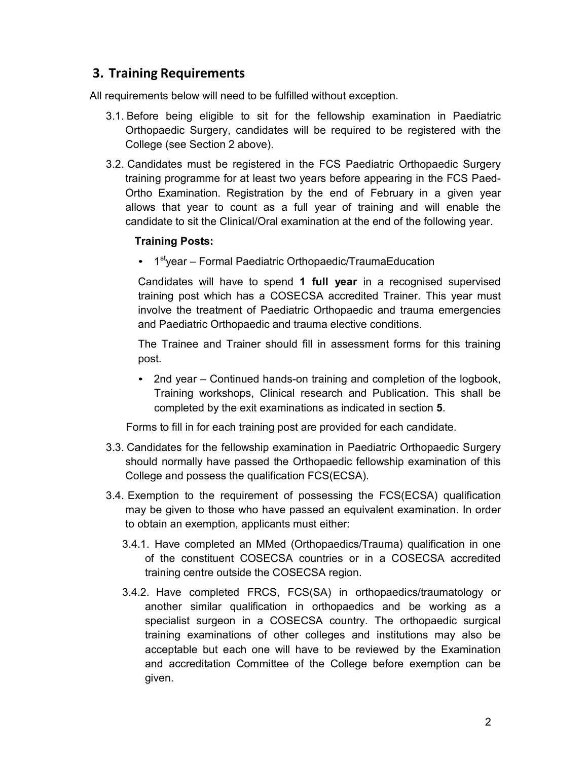## 3. Training Requirements

All requirements below will need to be fulfilled without exception.

3.1. Before being eligible to sit for the fellowship examination in Paediatric Orthopaedic Surgery, candidates will be required to be registered with the College (see Section 2 above).

3.2. Candidates must be registered in the FCS Paediatric Orthopaedic Surgery training programme for at least two years before appearing in the FCS Paed-Ortho Examination. Registration by the end of February in a given year allows that year to count as a full year of training and will enable the candidate to sit the Clinical/Oral examination at the end of the following year.

**Training Posts:**

- 1st year – Formal Paediatric Orthopaedic/TraumaEducation

Candidates will have to spend **1 full year** in a recognised supervised training post which has a COSECSA accredited Trainer. This year must involve the treatment of Paediatric Orthopaedic and trauma emergencies and Paediatric Orthopaedic and trauma elective conditions.

The Trainee and Trainer should fill in assessment forms for this training post.

- 2nd year – Continued hands-on training and completion of the logbook, Training workshops, Clinical research and Publication. This shall be completed by the exit examinations as indicated in section **5**.

Forms to fill in for each training post are provided for each candidate.

3.3. Candidates for the fellowship examination in Paediatric Orthopaedic Surgery should normally have passed the Orthopaedic fellowship examination of this College and possess the qualification FCS(ECSA).

3.4. Exemption to the requirement of possessing the FCS(ECSA) qualification may be given to those who have passed an equivalent examination. In order to obtain an exemption, applicants must either:

3.4.1. Have completed an MMed (Orthopaedics/Trauma) qualification in one of the constituent COSECSA countries or in a COSECSA accredited training centre outside the COSECSA region.

3.4.2. Have completed FRCS, FCS(SA) in orthopaedics/traumatology or another similar qualification in orthopaedics and be working as a specialist surgeon in a COSECSA country. The orthopaedic surgical training examinations of other colleges and institutions may also be acceptable but each one will have to be reviewed by the Examination and accreditation Committee of the College before exemption can be given.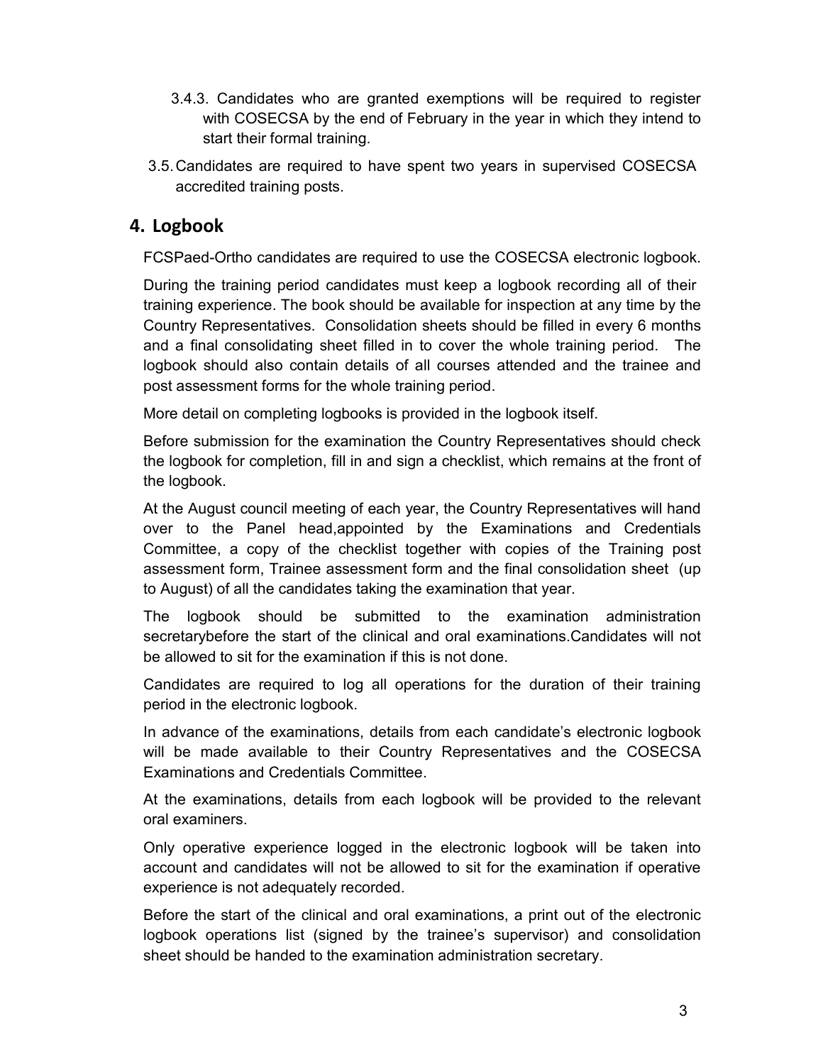3.4.3. Candidates who are granted exemptions will be required to register with COSECSA by the end of February in the year in which they intend to start their formal training.

3.5. Candidates are required to have spent two years in supervised COSECSA accredited training posts.

## 4. Logbook

FCSPaed-Ortho candidates are required to use the COSECSA electronic logbook.

During the training period candidates must keep a logbook recording all of their training experience. The book should be available for inspection at any time by the Country Representatives. Consolidation sheets should be filled in every 6 months and a final consolidating sheet filled in to cover the whole training period. The logbook should also contain details of all courses attended and the trainee and post assessment forms for the whole training period.

More detail on completing logbooks is provided in the logbook itself.

Before submission for the examination the Country Representatives should check the logbook for completion, fill in and sign a checklist, which remains at the front of the logbook.

At the August council meeting of each year, the Country Representatives will hand over to the Panel head,appointed by the Examinations and Credentials Committee, a copy of the checklist together with copies of the Training post assessment form, Trainee assessment form and the final consolidation sheet (up to August) of all the candidates taking the examination that year.

The logbook should be submitted to the examination administration secretarybefore the start of the clinical and oral examinations.Candidates will not be allowed to sit for the examination if this is not done.

Candidates are required to log all operations for the duration of their training period in the electronic logbook.

In advance of the examinations, details from each candidate's electronic logbook will be made available to their Country Representatives and the COSECSA Examinations and Credentials Committee.

At the examinations, details from each logbook will be provided to the relevant oral examiners.

Only operative experience logged in the electronic logbook will be taken into account and candidates will not be allowed to sit for the examination if operative experience is not adequately recorded.

Before the start of the clinical and oral examinations, a print out of the electronic logbook operations list (signed by the trainee's supervisor) and consolidation sheet should be handed to the examination administration secretary.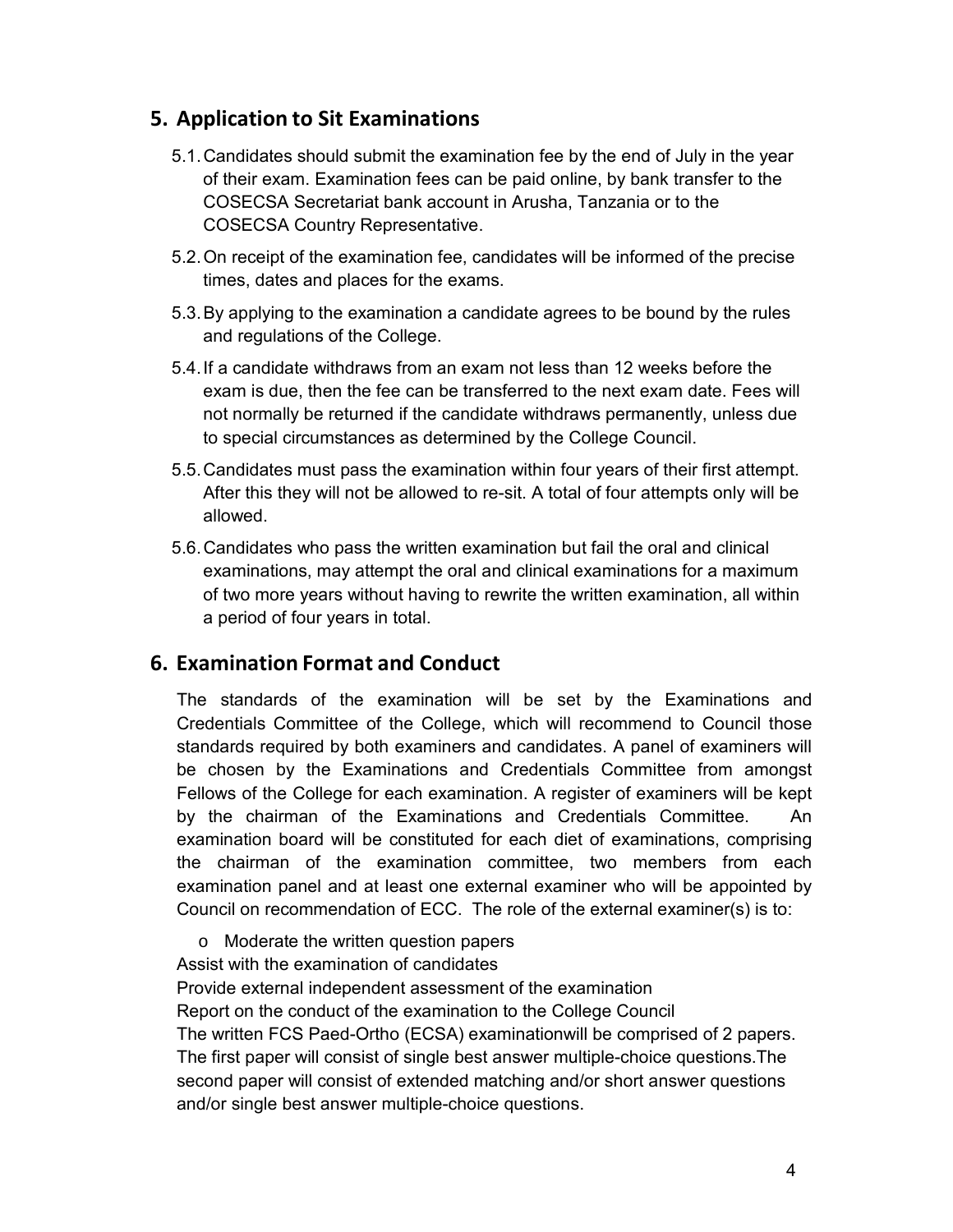## 5. Application to Sit Examinations

5.1. Candidates should submit the examination fee by the end of July in the year of their exam. Examination fees can be paid online, by bank transfer to the COSECSA Secretariat bank account in Arusha, Tanzania or to the COSECSA Country Representative.

5.2. On receipt of the examination fee, candidates will be informed of the precise times, dates and places for the exams.

5.3. By applying to the examination a candidate agrees to be bound by the rules and regulations of the College.

5.4. If a candidate withdraws from an exam not less than 12 weeks before the exam is due, then the fee can be transferred to the next exam date. Fees will not normally be returned if the candidate withdraws permanently, unless due to special circumstances as determined by the College Council.

5.5. Candidates must pass the examination within four years of their first attempt. After this they will not be allowed to re-sit. A total of four attempts only will be allowed.

5.6. Candidates who pass the written examination but fail the oral and clinical examinations, may attempt the oral and clinical examinations for a maximum of two more years without having to rewrite the written examination, all within a period of four years in total.

## 6. Examination Format and Conduct

The standards of the examination will be set by the Examinations and Credentials Committee of the College, which will recommend to Council those standards required by both examiners and candidates. A panel of examiners will be chosen by the Examinations and Credentials Committee from amongst Fellows of the College for each examination. A register of examiners will be kept by the chairman of the Examinations and Credentials Committee. An examination board will be constituted for each diet of examinations, comprising the chairman of the examination committee, two members from each examination panel and at least one external examiner who will be appointed by Council on recommendation of ECC. The role of the external examiner(s) is to:

- Moderate the written question papers

Assist with the examination of candidates

Provide external independent assessment of the examination

Report on the conduct of the examination to the College Council

The written FCS Paed-Ortho (ECSA) examinationwill be comprised of 2 papers. The first paper will consist of single best answer multiple-choice questions.The second paper will consist of extended matching and/or short answer questions and/or single best answer multiple-choice questions.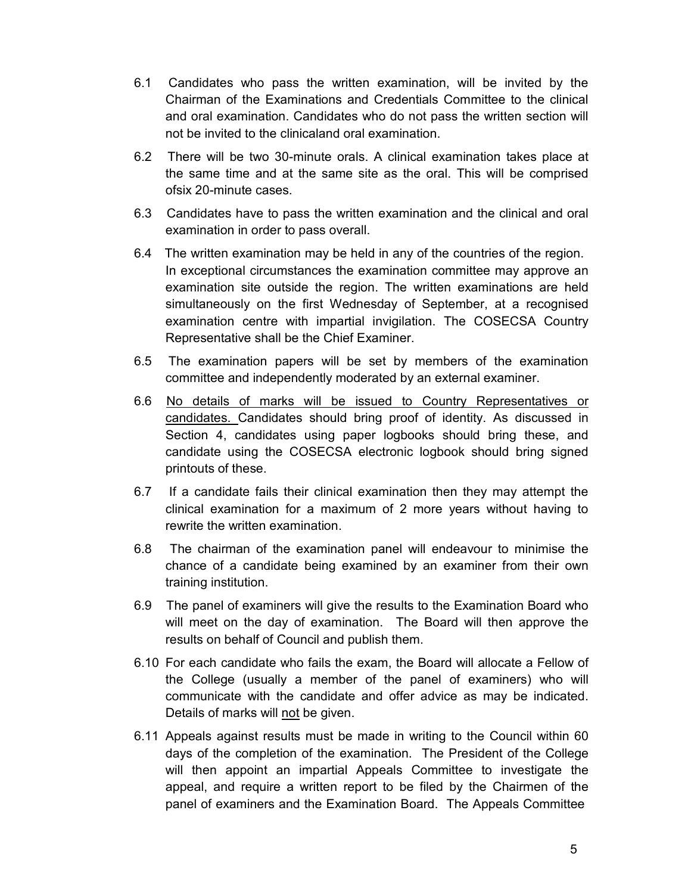6.1 Candidates who pass the written examination, will be invited by the Chairman of the Examinations and Credentials Committee to the clinical and oral examination. Candidates who do not pass the written section will not be invited to the clinicaland oral examination.

6.2 There will be two 30-minute orals. A clinical examination takes place at the same time and at the same site as the oral. This will be comprised ofsix 20-minute cases.

6.3 Candidates have to pass the written examination and the clinical and oral examination in order to pass overall.

6.4 The written examination may be held in any of the countries of the region. In exceptional circumstances the examination committee may approve an examination site outside the region. The written examinations are held simultaneously on the first Wednesday of September, at a recognised examination centre with impartial invigilation. The COSECSA Country Representative shall be the Chief Examiner.

6.5 The examination papers will be set by members of the examination committee and independently moderated by an external examiner.

6.6 <u>No details of marks will be issued to Country Representatives or candidates.</u> Candidates should bring proof of identity. As discussed in Section 4, candidates using paper logbooks should bring these, and candidate using the COSECSA electronic logbook should bring signed printouts of these.

6.7 If a candidate fails their clinical examination then they may attempt the clinical examination for a maximum of 2 more years without having to rewrite the written examination.

6.8 The chairman of the examination panel will endeavour to minimise the chance of a candidate being examined by an examiner from their own training institution.

6.9 The panel of examiners will give the results to the Examination Board who will meet on the day of examination. The Board will then approve the results on behalf of Council and publish them.

6.10 For each candidate who fails the exam, the Board will allocate a Fellow of the College (usually a member of the panel of examiners) who will communicate with the candidate and offer advice as may be indicated. Details of marks will <u>not</u> be given.

6.11 Appeals against results must be made in writing to the Council within 60 days of the completion of the examination. The President of the College will then appoint an impartial Appeals Committee to investigate the appeal, and require a written report to be filed by the Chairmen of the panel of examiners and the Examination Board. The Appeals Committee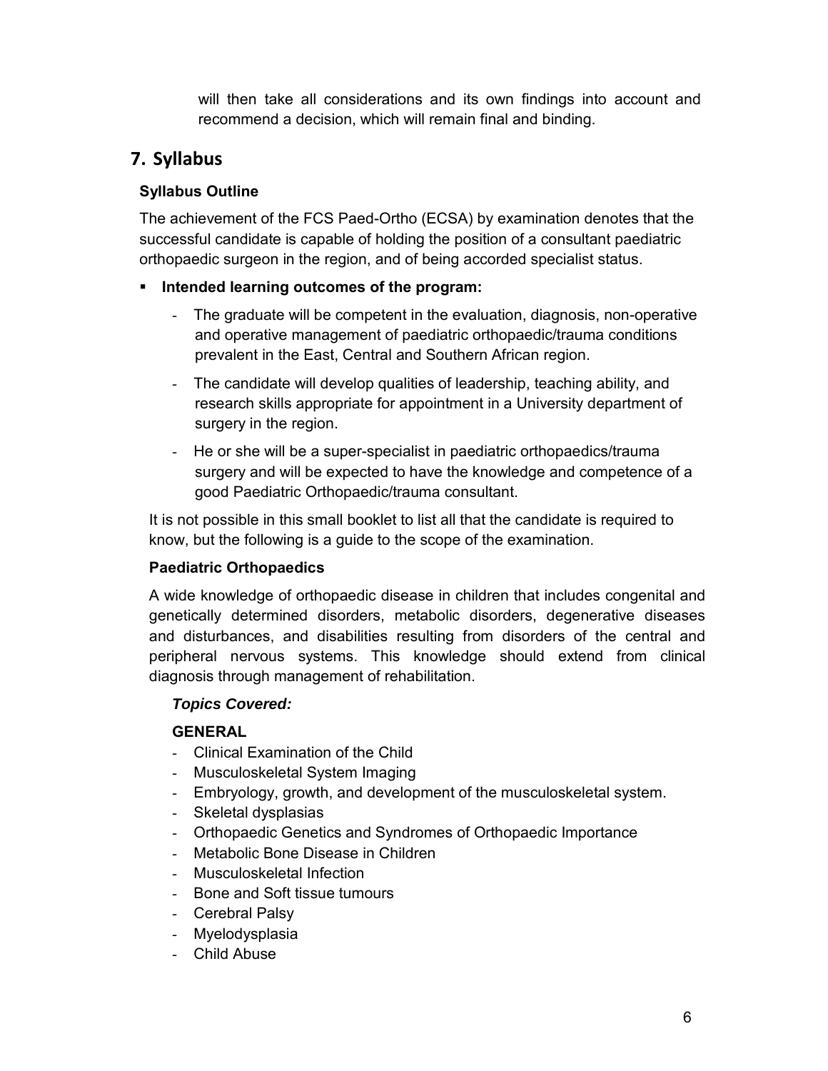will then take all considerations and its own findings into account and recommend a decision, which will remain final and binding.

## 7. Syllabus

**Syllabus Outline**

The achievement of the FCS Paed-Ortho (ECSA) by examination denotes that the successful candidate is capable of holding the position of a consultant paediatric orthopaedic surgeon in the region, and of being accorded specialist status.

- **Intended learning outcomes of the program:**
  - The graduate will be competent in the evaluation, diagnosis, non-operative and operative management of paediatric orthopaedic/trauma conditions prevalent in the East, Central and Southern African region.
  - The candidate will develop qualities of leadership, teaching ability, and research skills appropriate for appointment in a University department of surgery in the region.
  - He or she will be a super-specialist in paediatric orthopaedics/trauma surgery and will be expected to have the knowledge and competence of a good Paediatric Orthopaedic/trauma consultant.

It is not possible in this small booklet to list all that the candidate is required to know, but the following is a guide to the scope of the examination.

**Paediatric Orthopaedics**

A wide knowledge of orthopaedic disease in children that includes congenital and genetically determined disorders, metabolic disorders, degenerative diseases and disturbances, and disabilities resulting from disorders of the central and peripheral nervous systems. This knowledge should extend from clinical diagnosis through management of rehabilitation.

***Topics Covered:***

**GENERAL**

- Clinical Examination of the Child
- Musculoskeletal System Imaging
- Embryology, growth, and development of the musculoskeletal system.
- Skeletal dysplasias
- Orthopaedic Genetics and Syndromes of Orthopaedic Importance
- Metabolic Bone Disease in Children
- Musculoskeletal Infection
- Bone and Soft tissue tumours
- Cerebral Palsy
- Myelodysplasia
- Child Abuse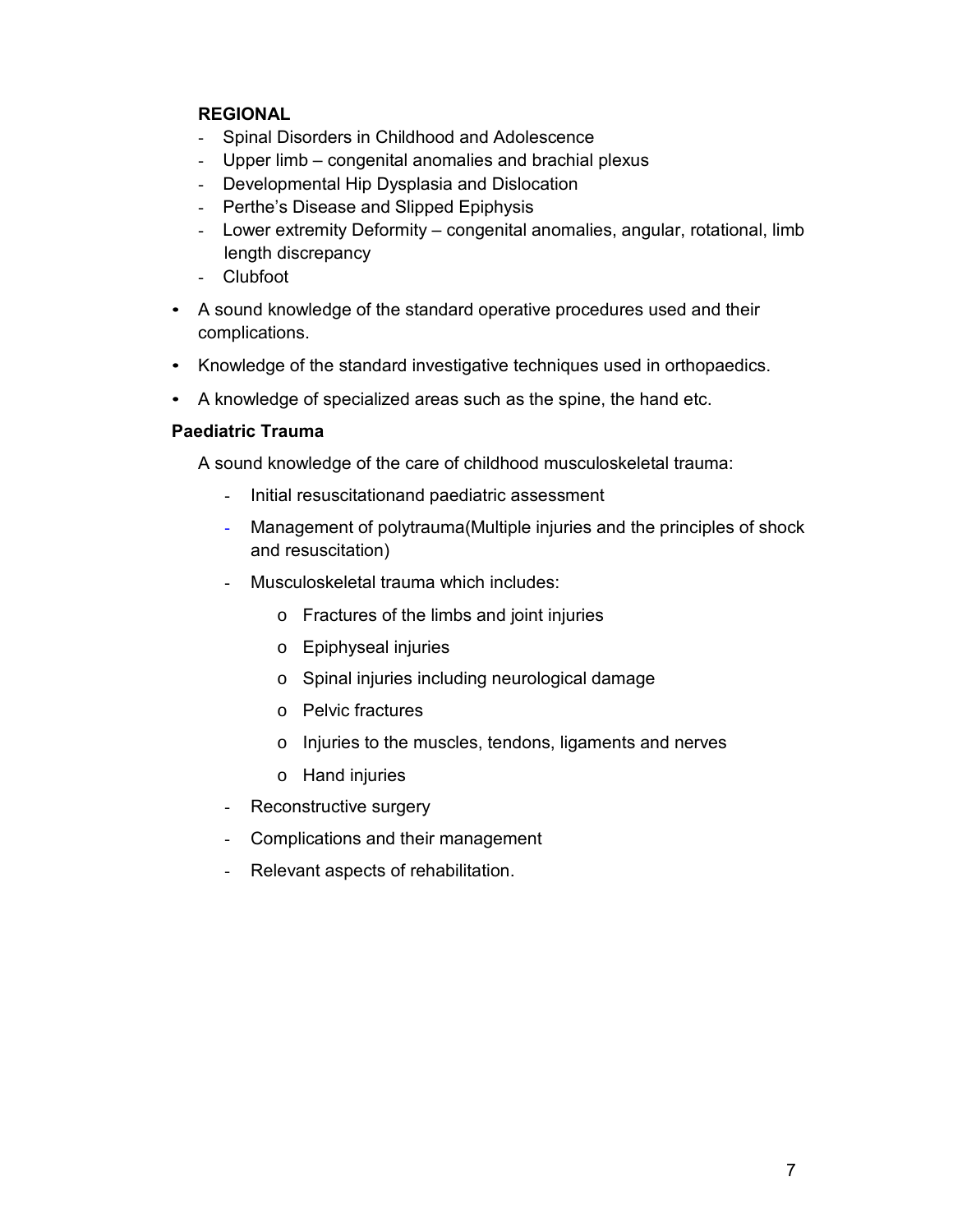**REGIONAL**

- Spinal Disorders in Childhood and Adolescence
- Upper limb – congenital anomalies and brachial plexus
- Developmental Hip Dysplasia and Dislocation
- Perthe's Disease and Slipped Epiphysis
- Lower extremity Deformity – congenital anomalies, angular, rotational, limb length discrepancy
- Clubfoot

- A sound knowledge of the standard operative procedures used and their complications.
- Knowledge of the standard investigative techniques used in orthopaedics.
- A knowledge of specialized areas such as the spine, the hand etc.

**Paediatric Trauma**

A sound knowledge of the care of childhood musculoskeletal trauma:

- Initial resuscitationand paediatric assessment
- Management of polytrauma(Multiple injuries and the principles of shock and resuscitation)
- Musculoskeletal trauma which includes:
    - Fractures of the limbs and joint injuries
    - Epiphyseal injuries
    - Spinal injuries including neurological damage
    - Pelvic fractures
    - Injuries to the muscles, tendons, ligaments and nerves
    - Hand injuries
- Reconstructive surgery
- Complications and their management
- Relevant aspects of rehabilitation.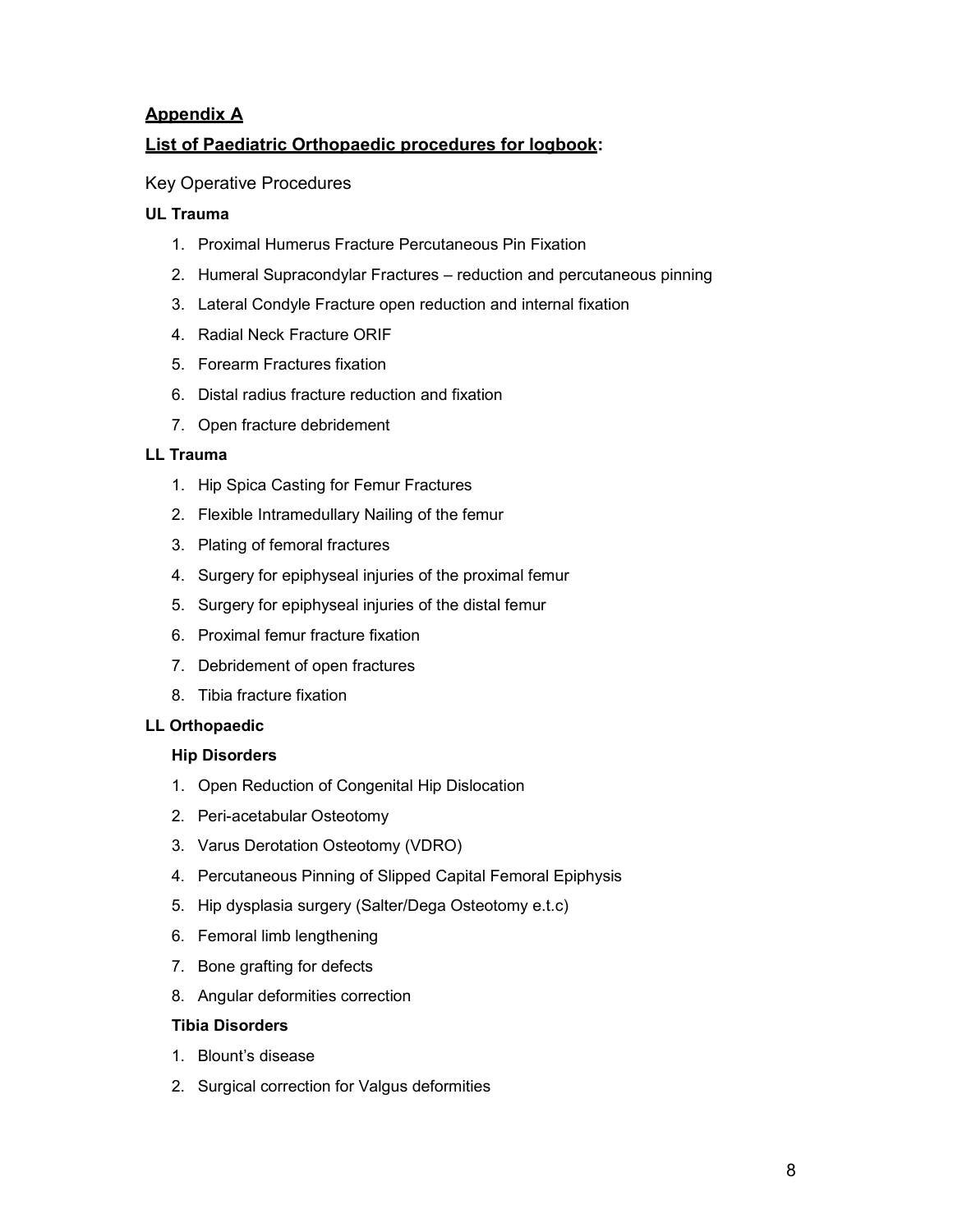## Appendix A

## List of Paediatric Orthopaedic procedures for logbook:

Key Operative Procedures

**UL Trauma**

1. Proximal Humerus Fracture Percutaneous Pin Fixation
2. Humeral Supracondylar Fractures – reduction and percutaneous pinning
3. Lateral Condyle Fracture open reduction and internal fixation
4. Radial Neck Fracture ORIF
5. Forearm Fractures fixation
6. Distal radius fracture reduction and fixation
7. Open fracture debridement

**LL Trauma**

1. Hip Spica Casting for Femur Fractures
2. Flexible Intramedullary Nailing of the femur
3. Plating of femoral fractures
4. Surgery for epiphyseal injuries of the proximal femur
5. Surgery for epiphyseal injuries of the distal femur
6. Proximal femur fracture fixation
7. Debridement of open fractures
8. Tibia fracture fixation

**LL Orthopaedic**

**Hip Disorders**

1. Open Reduction of Congenital Hip Dislocation
2. Peri-acetabular Osteotomy
3. Varus Derotation Osteotomy (VDRO)
4. Percutaneous Pinning of Slipped Capital Femoral Epiphysis
5. Hip dysplasia surgery (Salter/Dega Osteotomy e.t.c)
6. Femoral limb lengthening
7. Bone grafting for defects
8. Angular deformities correction

**Tibia Disorders**

1. Blount's disease
2. Surgical correction for Valgus deformities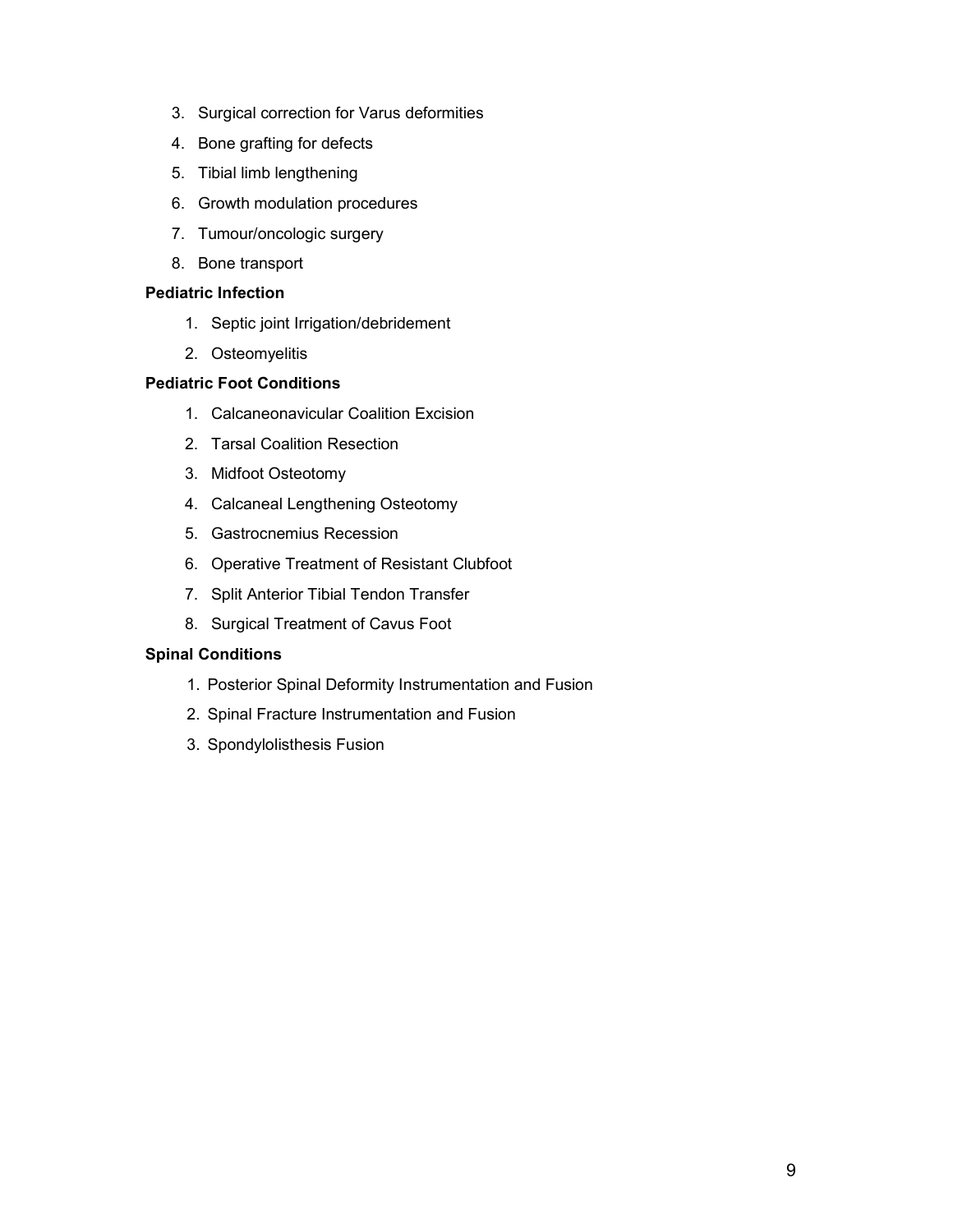3. Surgical correction for Varus deformities
4. Bone grafting for defects
5. Tibial limb lengthening
6. Growth modulation procedures
7. Tumour/oncologic surgery
8. Bone transport

**Pediatric Infection**

1. Septic joint Irrigation/debridement
2. Osteomyelitis

**Pediatric Foot Conditions**

1. Calcaneonavicular Coalition Excision
2. Tarsal Coalition Resection
3. Midfoot Osteotomy
4. Calcaneal Lengthening Osteotomy
5. Gastrocnemius Recession
6. Operative Treatment of Resistant Clubfoot
7. Split Anterior Tibial Tendon Transfer
8. Surgical Treatment of Cavus Foot

**Spinal Conditions**

1. Posterior Spinal Deformity Instrumentation and Fusion
2. Spinal Fracture Instrumentation and Fusion
3. Spondylolisthesis Fusion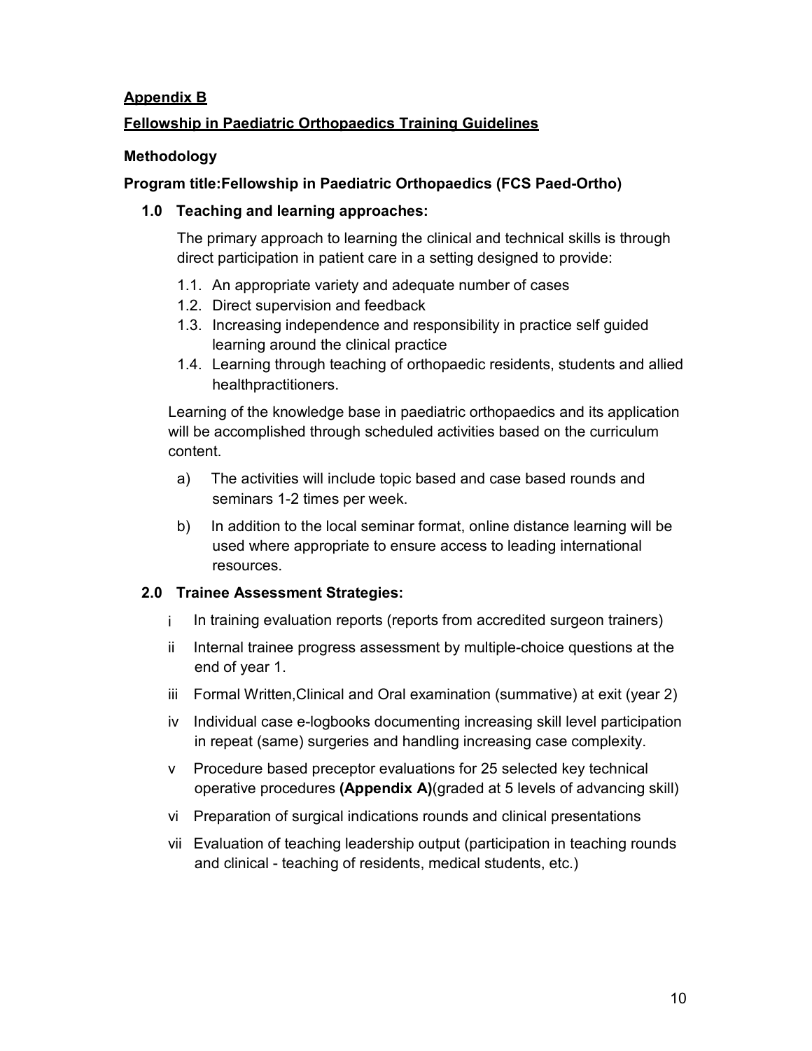**Appendix B**

**Fellowship in Paediatric Orthopaedics Training Guidelines**

**Methodology**

**Program title:Fellowship in Paediatric Orthopaedics (FCS Paed-Ortho)**

**1.0 Teaching and learning approaches:**

The primary approach to learning the clinical and technical skills is through direct participation in patient care in a setting designed to provide:

1.1. An appropriate variety and adequate number of cases
1.2. Direct supervision and feedback
1.3. Increasing independence and responsibility in practice self guided learning around the clinical practice
1.4. Learning through teaching of orthopaedic residents, students and allied healthpractitioners.

Learning of the knowledge base in paediatric orthopaedics and its application will be accomplished through scheduled activities based on the curriculum content.

a) The activities will include topic based and case based rounds and seminars 1-2 times per week.

b) In addition to the local seminar format, online distance learning will be used where appropriate to ensure access to leading international resources.

**2.0 Trainee Assessment Strategies:**

i In training evaluation reports (reports from accredited surgeon trainers)

ii Internal trainee progress assessment by multiple-choice questions at the end of year 1.

iii Formal Written,Clinical and Oral examination (summative) at exit (year 2)

iv Individual case e-logbooks documenting increasing skill level participation in repeat (same) surgeries and handling increasing case complexity.

v Procedure based preceptor evaluations for 25 selected key technical operative procedures **(Appendix A)**(graded at 5 levels of advancing skill)

vi Preparation of surgical indications rounds and clinical presentations

vii Evaluation of teaching leadership output (participation in teaching rounds and clinical - teaching of residents, medical students, etc.)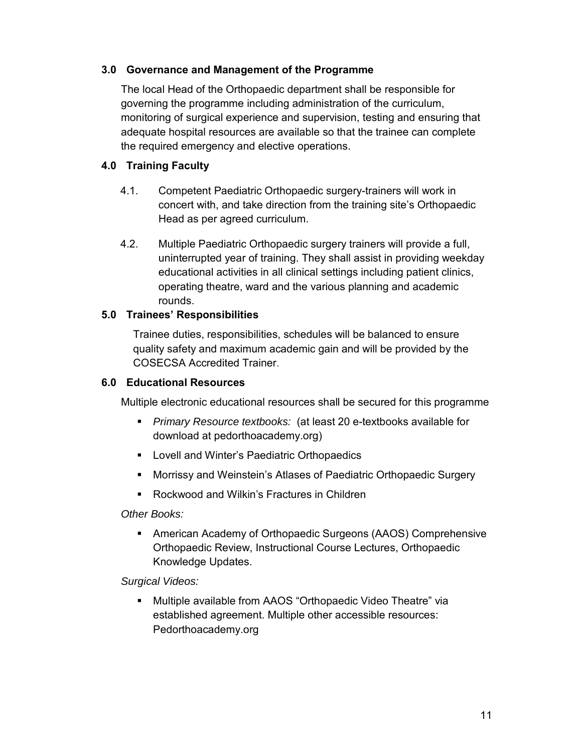## 3.0 Governance and Management of the Programme

The local Head of the Orthopaedic department shall be responsible for governing the programme including administration of the curriculum, monitoring of surgical experience and supervision, testing and ensuring that adequate hospital resources are available so that the trainee can complete the required emergency and elective operations.

## 4.0 Training Faculty

4.1. Competent Paediatric Orthopaedic surgery-trainers will work in concert with, and take direction from the training site's Orthopaedic Head as per agreed curriculum.

4.2. Multiple Paediatric Orthopaedic surgery trainers will provide a full, uninterrupted year of training. They shall assist in providing weekday educational activities in all clinical settings including patient clinics, operating theatre, ward and the various planning and academic rounds.

## 5.0 Trainees' Responsibilities

Trainee duties, responsibilities, schedules will be balanced to ensure quality safety and maximum academic gain and will be provided by the COSECSA Accredited Trainer.

## 6.0 Educational Resources

Multiple electronic educational resources shall be secured for this programme

- *Primary Resource textbooks:* (at least 20 e-textbooks available for download at pedorthoacademy.org)
- Lovell and Winter's Paediatric Orthopaedics
- Morrissy and Weinstein's Atlases of Paediatric Orthopaedic Surgery
- Rockwood and Wilkin's Fractures in Children

*Other Books:*

- American Academy of Orthopaedic Surgeons (AAOS) Comprehensive Orthopaedic Review, Instructional Course Lectures, Orthopaedic Knowledge Updates.

*Surgical Videos:*

- Multiple available from AAOS "Orthopaedic Video Theatre" via established agreement. Multiple other accessible resources: Pedorthoacademy.org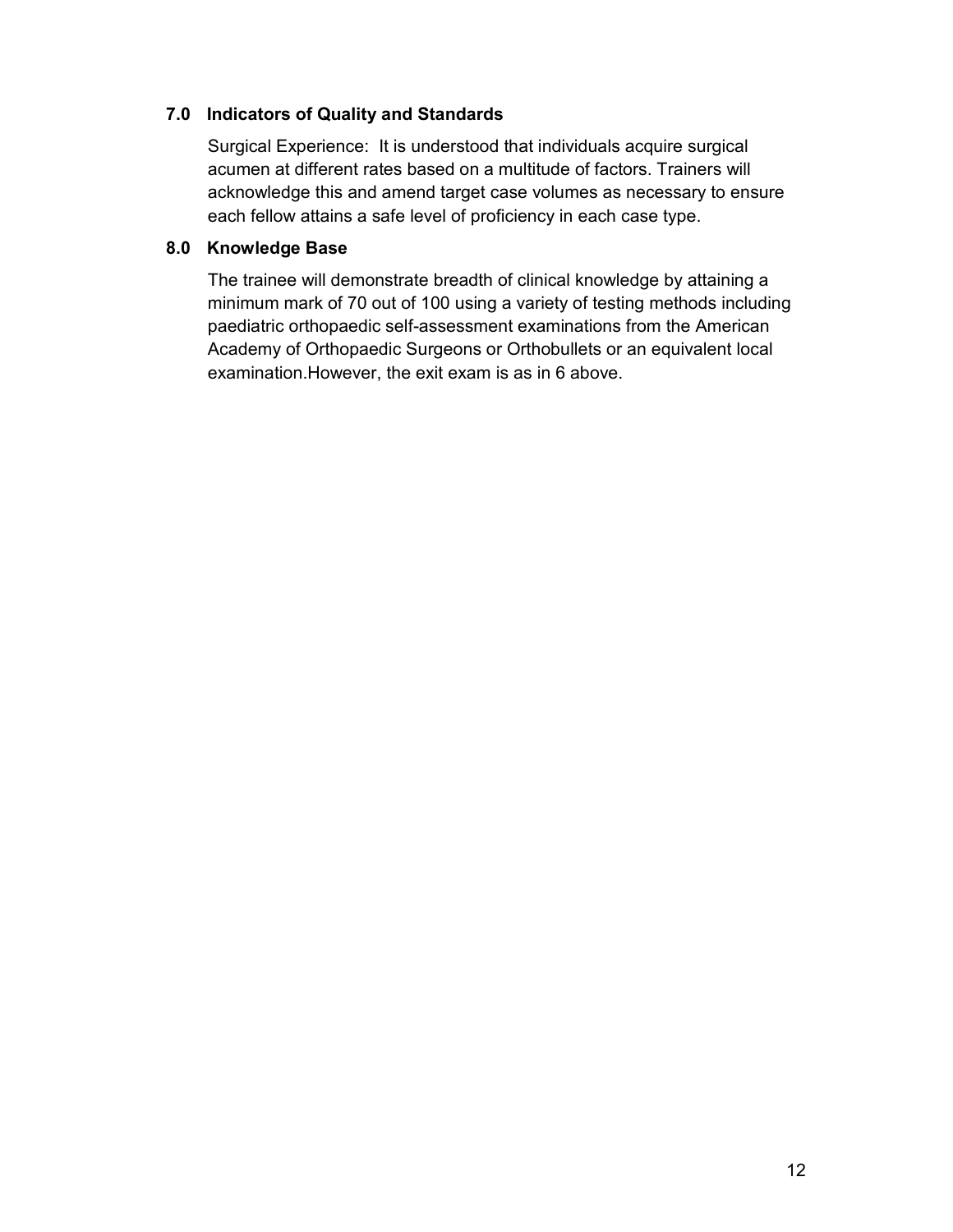## 7.0 Indicators of Quality and Standards

Surgical Experience: It is understood that individuals acquire surgical acumen at different rates based on a multitude of factors. Trainers will acknowledge this and amend target case volumes as necessary to ensure each fellow attains a safe level of proficiency in each case type.

## 8.0 Knowledge Base

The trainee will demonstrate breadth of clinical knowledge by attaining a minimum mark of 70 out of 100 using a variety of testing methods including paediatric orthopaedic self-assessment examinations from the American Academy of Orthopaedic Surgeons or Orthobullets or an equivalent local examination.However, the exit exam is as in 6 above.